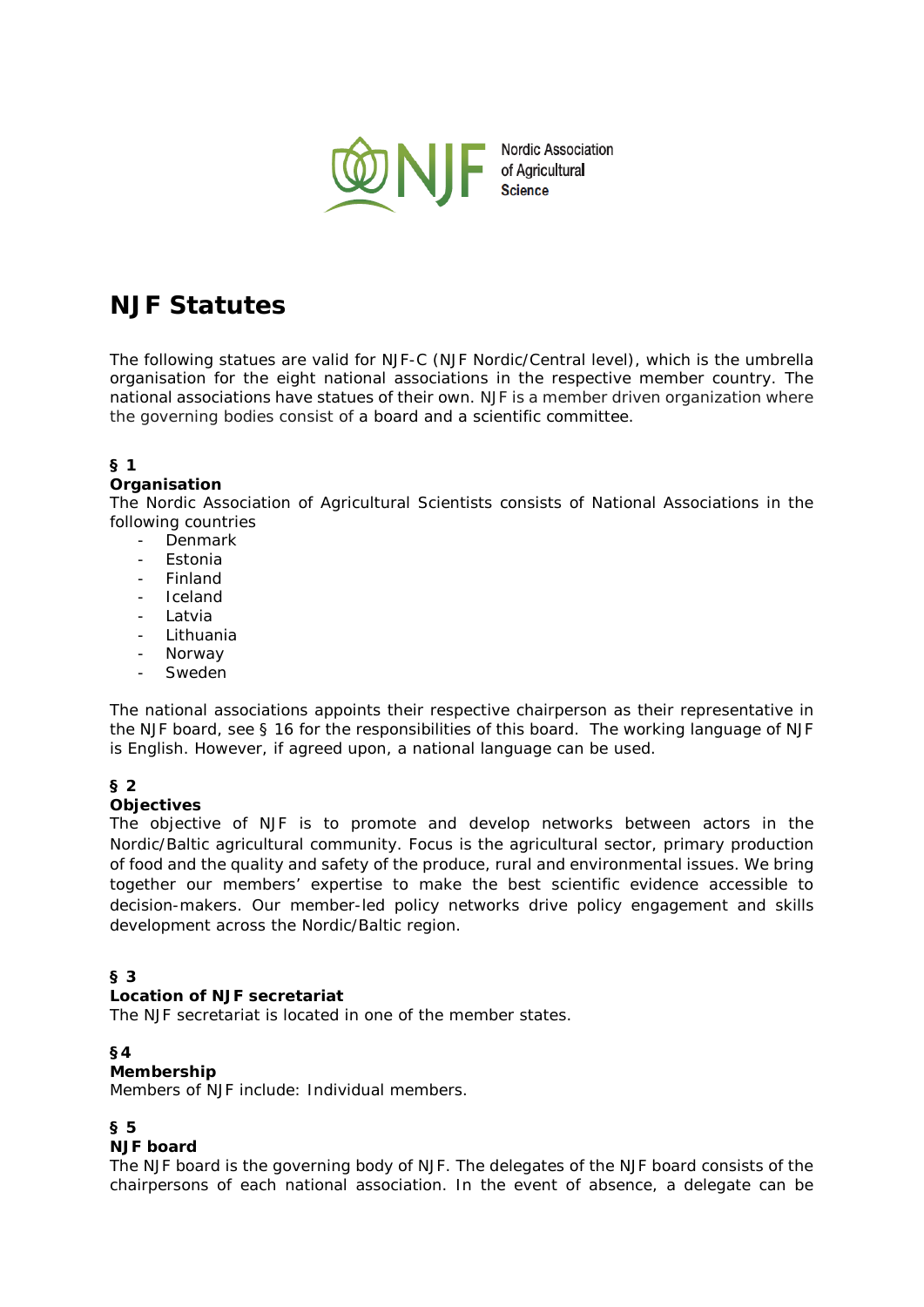Nordic Association of Agricultural Science

# NJF Statutes

The following statues are valid for NJF-C (NJF Nordic/Central level), which is the umbrella organisation for the eight national associations in the respective member country. The national associations have statues of their own. NJF is a member driven organization where the governing bodies consist of a board and a scientific committee.

**§ 1**

**Organisation**

The Nordic Association of Agricultural Scientists consists of National Associations in the following countries

- Denmark
- Estonia
- Finland
- Iceland
- Latvia
- Lithuania
- Norway
- Sweden

The national associations appoints their respective chairperson as their representative in the NJF board, see § 16 for the responsibilities of this board. The working language of NJF is English. However, if agreed upon, a national language can be used.

**§ 2**

**Objectives**

The objective of NJF is to promote and develop networks between actors in the Nordic/Baltic agricultural community. Focus is the agricultural sector, primary production of food and the quality and safety of the produce, rural and environmental issues. We bring together our members' expertise to make the best scientific evidence accessible to decision-makers. Our member-led policy networks drive policy engagement and skills development across the Nordic/Baltic region.

**§ 3**

**Location of NJF secretariat**

The NJF secretariat is located in one of the member states.

**§4**

**Membership**

Members of NJF include: Individual members.

**§ 5**

**NJF board**

The NJF board is the governing body of NJF. The delegates of the NJF board consists of the chairpersons of each national association. In the event of absence, a delegate can be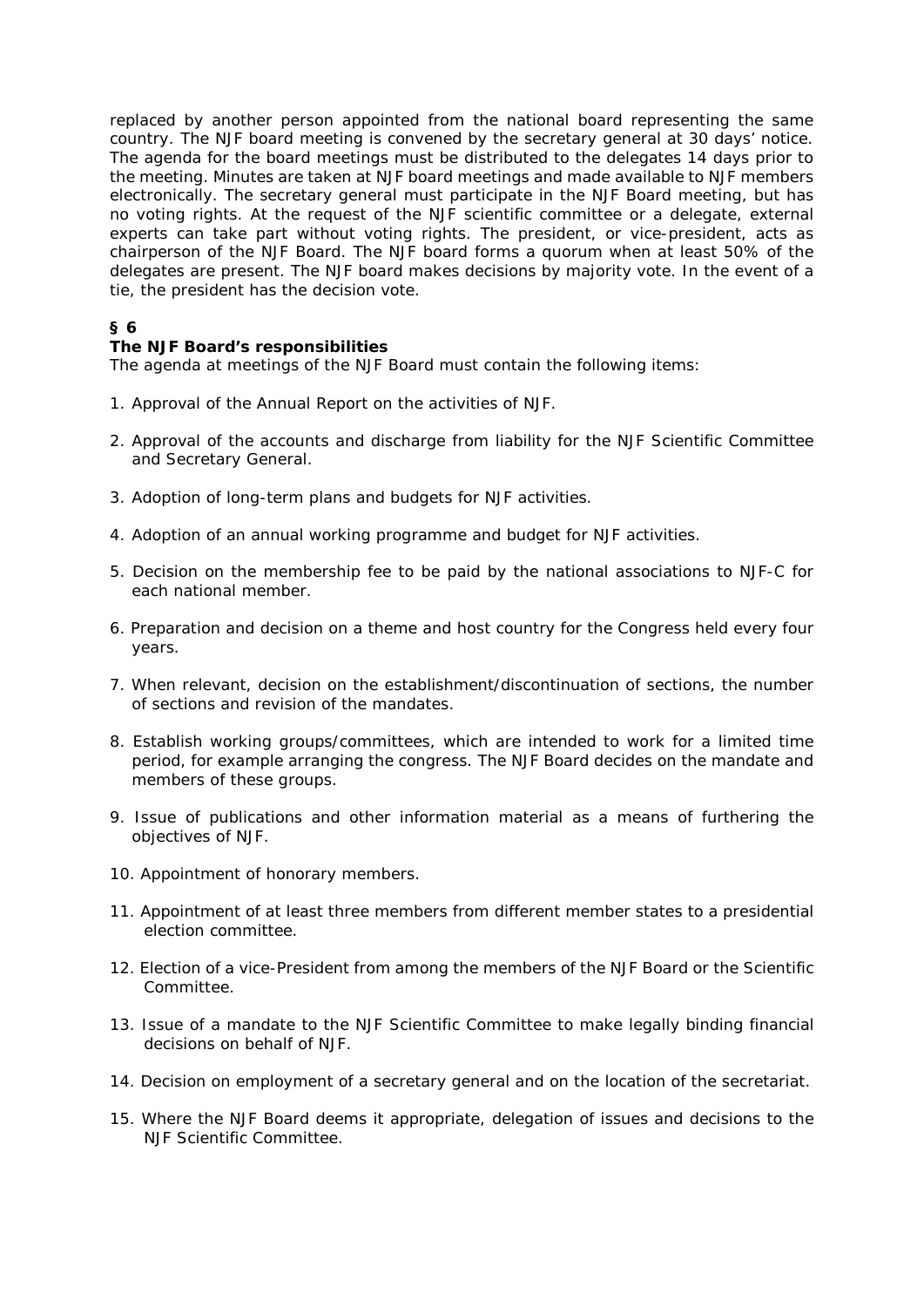replaced by another person appointed from the national board representing the same country. The NJF board meeting is convened by the secretary general at 30 days' notice. The agenda for the board meetings must be distributed to the delegates 14 days prior to the meeting. Minutes are taken at NJF board meetings and made available to NJF members electronically. The secretary general must participate in the NJF Board meeting, but has no voting rights. At the request of the NJF scientific committee or a delegate, external experts can take part without voting rights. The president, or vice-president, acts as chairperson of the NJF Board. The NJF board forms a quorum when at least 50% of the delegates are present. The NJF board makes decisions by majority vote. In the event of a tie, the president has the decision vote.

## § 6

### The NJF Board's responsibilities

The agenda at meetings of the NJF Board must contain the following items:

1. Approval of the Annual Report on the activities of NJF.
2. Approval of the accounts and discharge from liability for the NJF Scientific Committee and Secretary General.
3. Adoption of long-term plans and budgets for NJF activities.
4. Adoption of an annual working programme and budget for NJF activities.
5. Decision on the membership fee to be paid by the national associations to NJF-C for each national member.
6. Preparation and decision on a theme and host country for the Congress held every four years.
7. When relevant, decision on the establishment/discontinuation of sections, the number of sections and revision of the mandates.
8. Establish working groups/committees, which are intended to work for a limited time period, for example arranging the congress. The NJF Board decides on the mandate and members of these groups.
9. Issue of publications and other information material as a means of furthering the objectives of NJF.
10. Appointment of honorary members.
11. Appointment of at least three members from different member states to a presidential election committee.
12. Election of a vice-President from among the members of the NJF Board or the Scientific Committee.
13. Issue of a mandate to the NJF Scientific Committee to make legally binding financial decisions on behalf of NJF.
14. Decision on employment of a secretary general and on the location of the secretariat.
15. Where the NJF Board deems it appropriate, delegation of issues and decisions to the NJF Scientific Committee.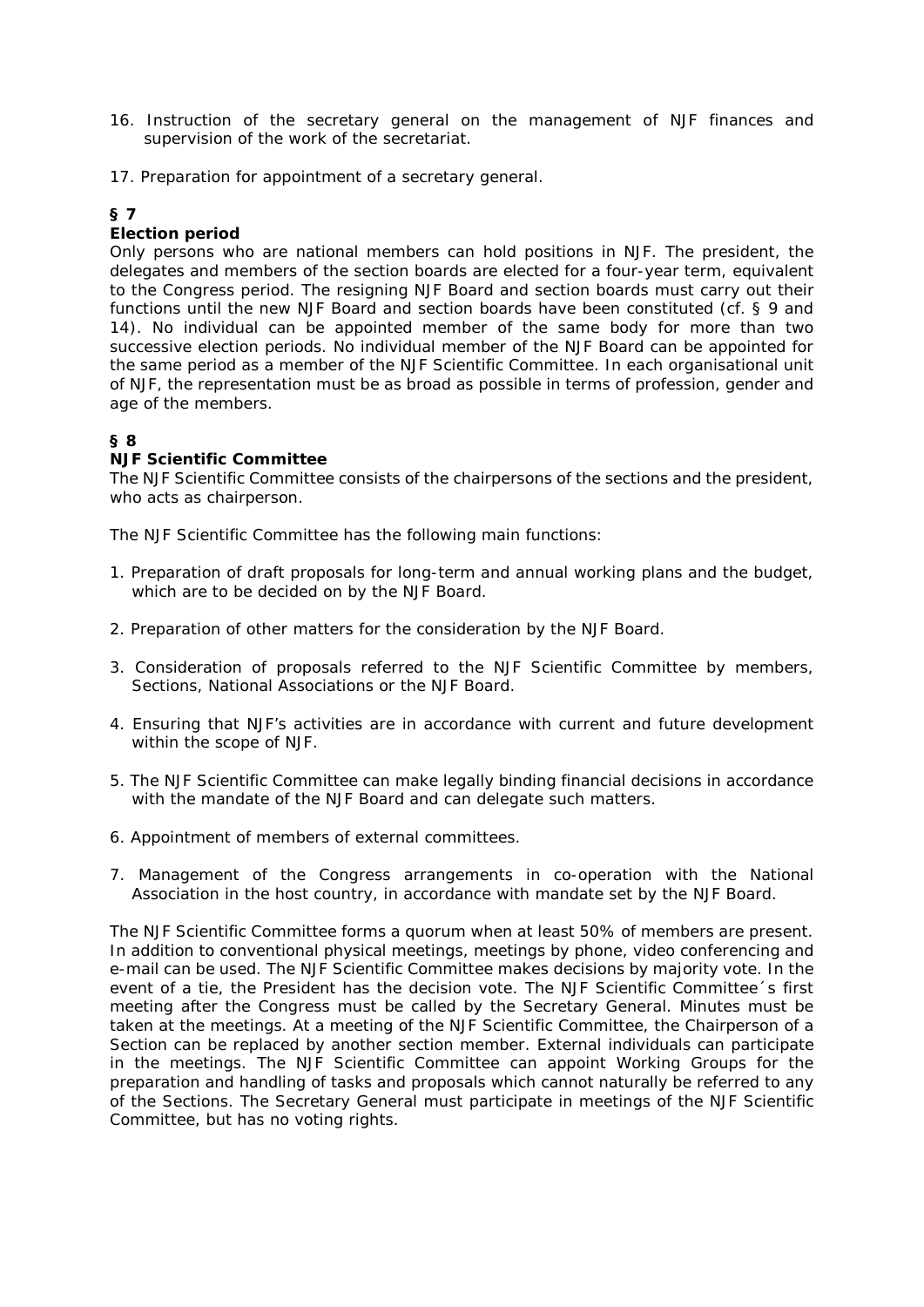16. Instruction of the secretary general on the management of NJF finances and supervision of the work of the secretariat.

17. Preparation for appointment of a secretary general.

### § 7

**Election period**

Only persons who are national members can hold positions in NJF. The president, the delegates and members of the section boards are elected for a four-year term, equivalent to the Congress period. The resigning NJF Board and section boards must carry out their functions until the new NJF Board and section boards have been constituted (cf. § 9 and 14). No individual can be appointed member of the same body for more than two successive election periods. No individual member of the NJF Board can be appointed for the same period as a member of the NJF Scientific Committee. In each organisational unit of NJF, the representation must be as broad as possible in terms of profession, gender and age of the members.

### § 8

**NJF Scientific Committee**

The NJF Scientific Committee consists of the chairpersons of the sections and the president, who acts as chairperson.

The NJF Scientific Committee has the following main functions:

1. Preparation of draft proposals for long-term and annual working plans and the budget, which are to be decided on by the NJF Board.

2. Preparation of other matters for the consideration by the NJF Board.

3. Consideration of proposals referred to the NJF Scientific Committee by members, Sections, National Associations or the NJF Board.

4. Ensuring that NJF's activities are in accordance with current and future development within the scope of NJF.

5. The NJF Scientific Committee can make legally binding financial decisions in accordance with the mandate of the NJF Board and can delegate such matters.

6. Appointment of members of external committees.

7. Management of the Congress arrangements in co-operation with the National Association in the host country, in accordance with mandate set by the NJF Board.

The NJF Scientific Committee forms a quorum when at least 50% of members are present. In addition to conventional physical meetings, meetings by phone, video conferencing and e-mail can be used. The NJF Scientific Committee makes decisions by majority vote. In the event of a tie, the President has the decision vote. The NJF Scientific Committee´s first meeting after the Congress must be called by the Secretary General. Minutes must be taken at the meetings. At a meeting of the NJF Scientific Committee, the Chairperson of a Section can be replaced by another section member. External individuals can participate in the meetings. The NJF Scientific Committee can appoint Working Groups for the preparation and handling of tasks and proposals which cannot naturally be referred to any of the Sections. The Secretary General must participate in meetings of the NJF Scientific Committee, but has no voting rights.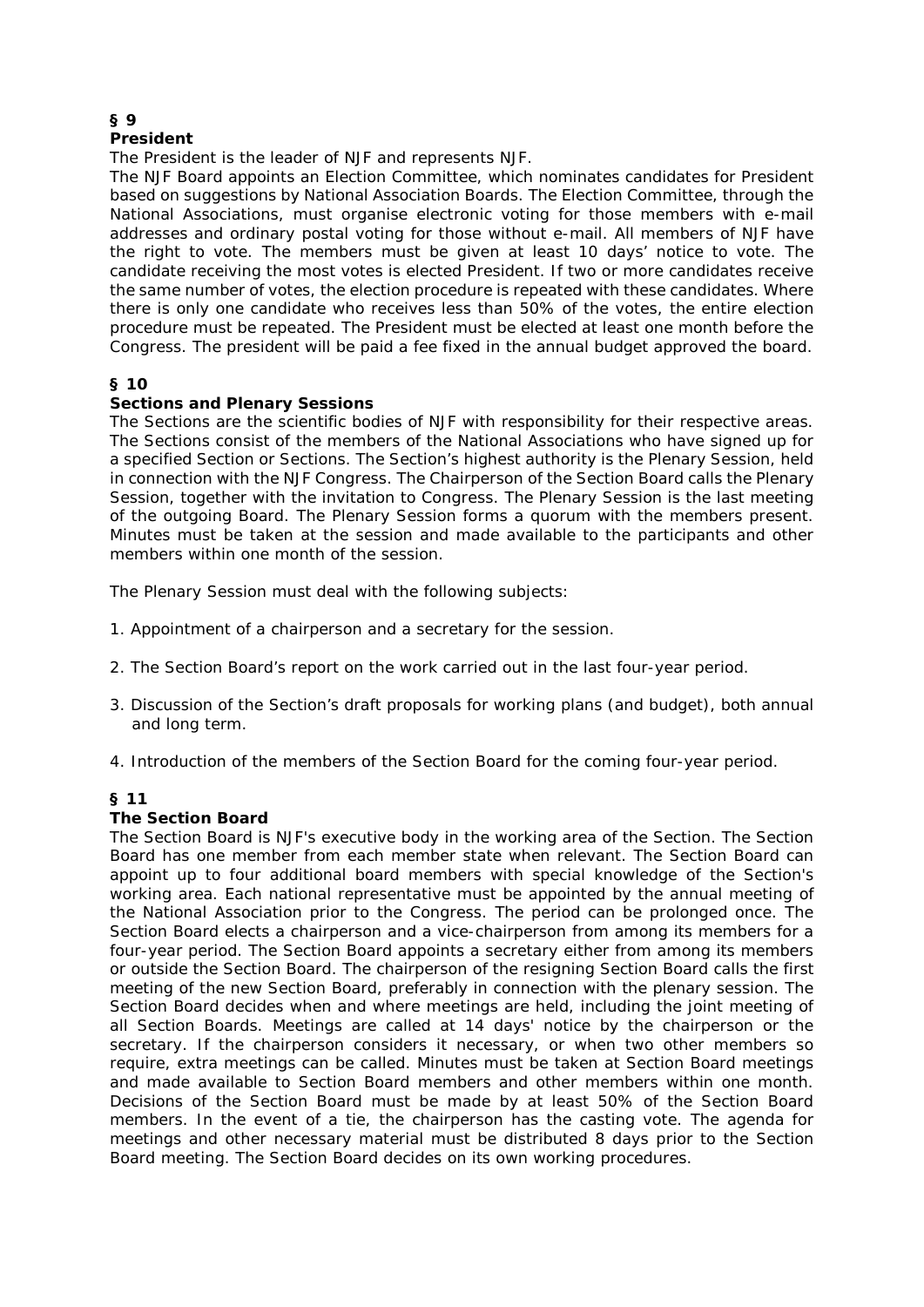## § 9
**President**

The President is the leader of NJF and represents NJF.

The NJF Board appoints an Election Committee, which nominates candidates for President based on suggestions by National Association Boards. The Election Committee, through the National Associations, must organise electronic voting for those members with e-mail addresses and ordinary postal voting for those without e-mail. All members of NJF have the right to vote. The members must be given at least 10 days' notice to vote. The candidate receiving the most votes is elected President. If two or more candidates receive the same number of votes, the election procedure is repeated with these candidates. Where there is only one candidate who receives less than 50% of the votes, the entire election procedure must be repeated. The President must be elected at least one month before the Congress. The president will be paid a fee fixed in the annual budget approved the board.

## § 10
**Sections and Plenary Sessions**

The Sections are the scientific bodies of NJF with responsibility for their respective areas. The Sections consist of the members of the National Associations who have signed up for a specified Section or Sections. The Section's highest authority is the Plenary Session, held in connection with the NJF Congress. The Chairperson of the Section Board calls the Plenary Session, together with the invitation to Congress. The Plenary Session is the last meeting of the outgoing Board. The Plenary Session forms a quorum with the members present. Minutes must be taken at the session and made available to the participants and other members within one month of the session.

The Plenary Session must deal with the following subjects:

1. Appointment of a chairperson and a secretary for the session.
2. The Section Board's report on the work carried out in the last four-year period.
3. Discussion of the Section's draft proposals for working plans (and budget), both annual and long term.
4. Introduction of the members of the Section Board for the coming four-year period.

## § 11
**The Section Board**

The Section Board is NJF's executive body in the working area of the Section. The Section Board has one member from each member state when relevant. The Section Board can appoint up to four additional board members with special knowledge of the Section's working area. Each national representative must be appointed by the annual meeting of the National Association prior to the Congress. The period can be prolonged once. The Section Board elects a chairperson and a vice-chairperson from among its members for a four-year period. The Section Board appoints a secretary either from among its members or outside the Section Board. The chairperson of the resigning Section Board calls the first meeting of the new Section Board, preferably in connection with the plenary session. The Section Board decides when and where meetings are held, including the joint meeting of all Section Boards. Meetings are called at 14 days' notice by the chairperson or the secretary. If the chairperson considers it necessary, or when two other members so require, extra meetings can be called. Minutes must be taken at Section Board meetings and made available to Section Board members and other members within one month. Decisions of the Section Board must be made by at least 50% of the Section Board members. In the event of a tie, the chairperson has the casting vote. The agenda for meetings and other necessary material must be distributed 8 days prior to the Section Board meeting. The Section Board decides on its own working procedures.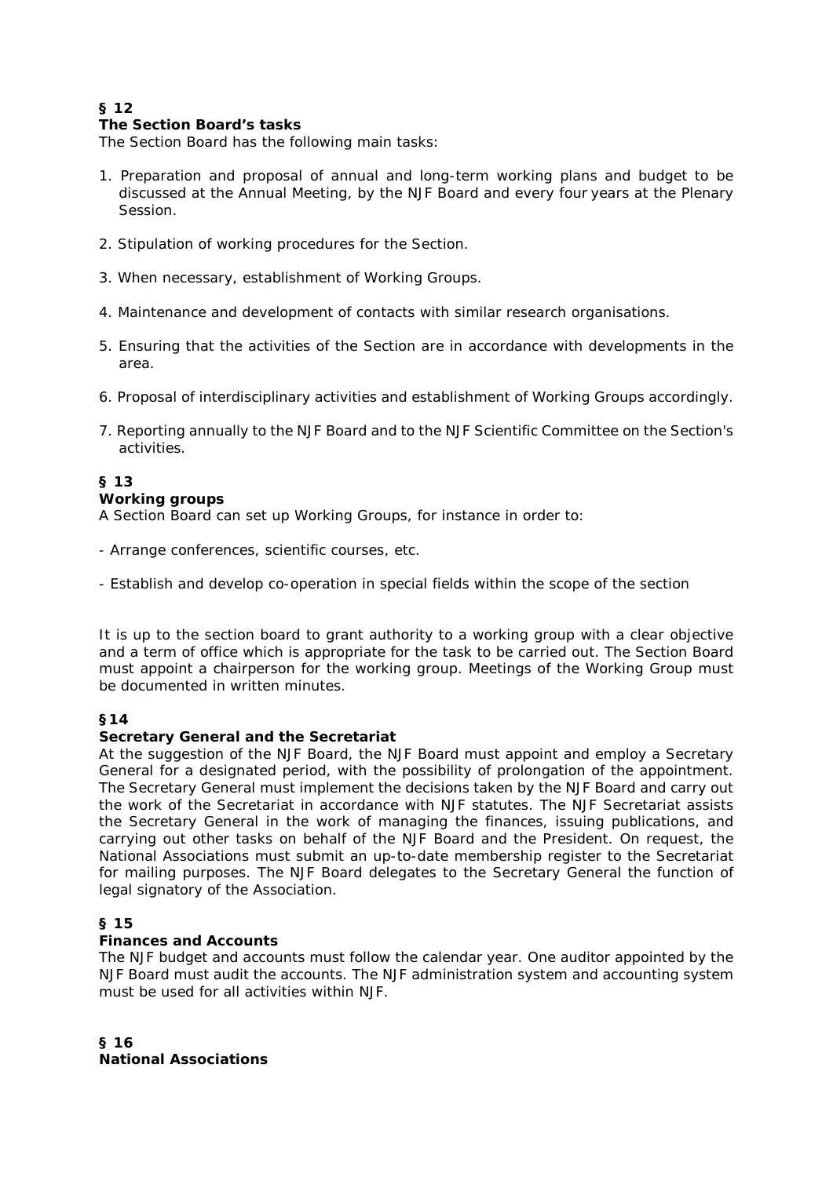**§ 12**
**The Section Board's tasks**
The Section Board has the following main tasks:

1. Preparation and proposal of annual and long-term working plans and budget to be discussed at the Annual Meeting, by the NJF Board and every four years at the Plenary Session.

2. Stipulation of working procedures for the Section.

3. When necessary, establishment of Working Groups.

4. Maintenance and development of contacts with similar research organisations.

5. Ensuring that the activities of the Section are in accordance with developments in the area.

6. Proposal of interdisciplinary activities and establishment of Working Groups accordingly.

7. Reporting annually to the NJF Board and to the NJF Scientific Committee on the Section's activities.

**§ 13**
**Working groups**
A Section Board can set up Working Groups, for instance in order to:

- Arrange conferences, scientific courses, etc.

- Establish and develop co-operation in special fields within the scope of the section

It is up to the section board to grant authority to a working group with a clear objective and a term of office which is appropriate for the task to be carried out. The Section Board must appoint a chairperson for the working group. Meetings of the Working Group must be documented in written minutes.

**§14**
**Secretary General and the Secretariat**
At the suggestion of the NJF Board, the NJF Board must appoint and employ a Secretary General for a designated period, with the possibility of prolongation of the appointment. The Secretary General must implement the decisions taken by the NJF Board and carry out the work of the Secretariat in accordance with NJF statutes. The NJF Secretariat assists the Secretary General in the work of managing the finances, issuing publications, and carrying out other tasks on behalf of the NJF Board and the President. On request, the National Associations must submit an up-to-date membership register to the Secretariat for mailing purposes. The NJF Board delegates to the Secretary General the function of legal signatory of the Association.

**§ 15**
**Finances and Accounts**
The NJF budget and accounts must follow the calendar year. One auditor appointed by the NJF Board must audit the accounts. The NJF administration system and accounting system must be used for all activities within NJF.

**§ 16**
**National Associations**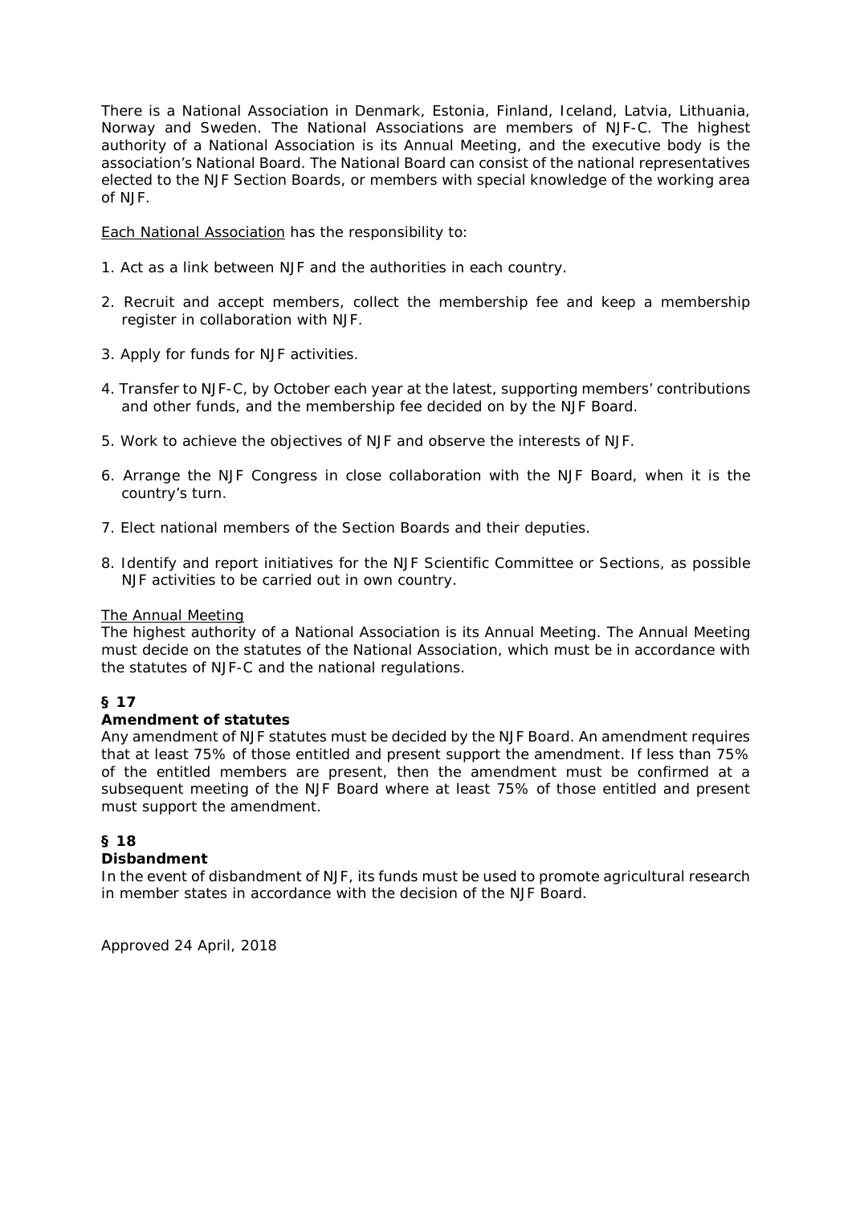There is a National Association in Denmark, Estonia, Finland, Iceland, Latvia, Lithuania, Norway and Sweden. The National Associations are members of NJF-C. The highest authority of a National Association is its Annual Meeting, and the executive body is the association's National Board. The National Board can consist of the national representatives elected to the NJF Section Boards, or members with special knowledge of the working area of NJF.

<u>Each National Association</u> has the responsibility to:

1. Act as a link between NJF and the authorities in each country.
2. Recruit and accept members, collect the membership fee and keep a membership register in collaboration with NJF.
3. Apply for funds for NJF activities.
4. Transfer to NJF-C, by October each year at the latest, supporting members' contributions and other funds, and the membership fee decided on by the NJF Board.
5. Work to achieve the objectives of NJF and observe the interests of NJF.
6. Arrange the NJF Congress in close collaboration with the NJF Board, when it is the country's turn.
7. Elect national members of the Section Boards and their deputies.
8. Identify and report initiatives for the NJF Scientific Committee or Sections, as possible NJF activities to be carried out in own country.

<u>The Annual Meeting</u>
The highest authority of a National Association is its Annual Meeting. The Annual Meeting must decide on the statutes of the National Association, which must be in accordance with the statutes of NJF-C and the national regulations.

### § 17
**Amendment of statutes**
Any amendment of NJF statutes must be decided by the NJF Board. An amendment requires that at least 75% of those entitled and present support the amendment. If less than 75% of the entitled members are present, then the amendment must be confirmed at a subsequent meeting of the NJF Board where at least 75% of those entitled and present must support the amendment.

### § 18
**Disbandment**
In the event of disbandment of NJF, its funds must be used to promote agricultural research in member states in accordance with the decision of the NJF Board.

Approved 24 April, 2018